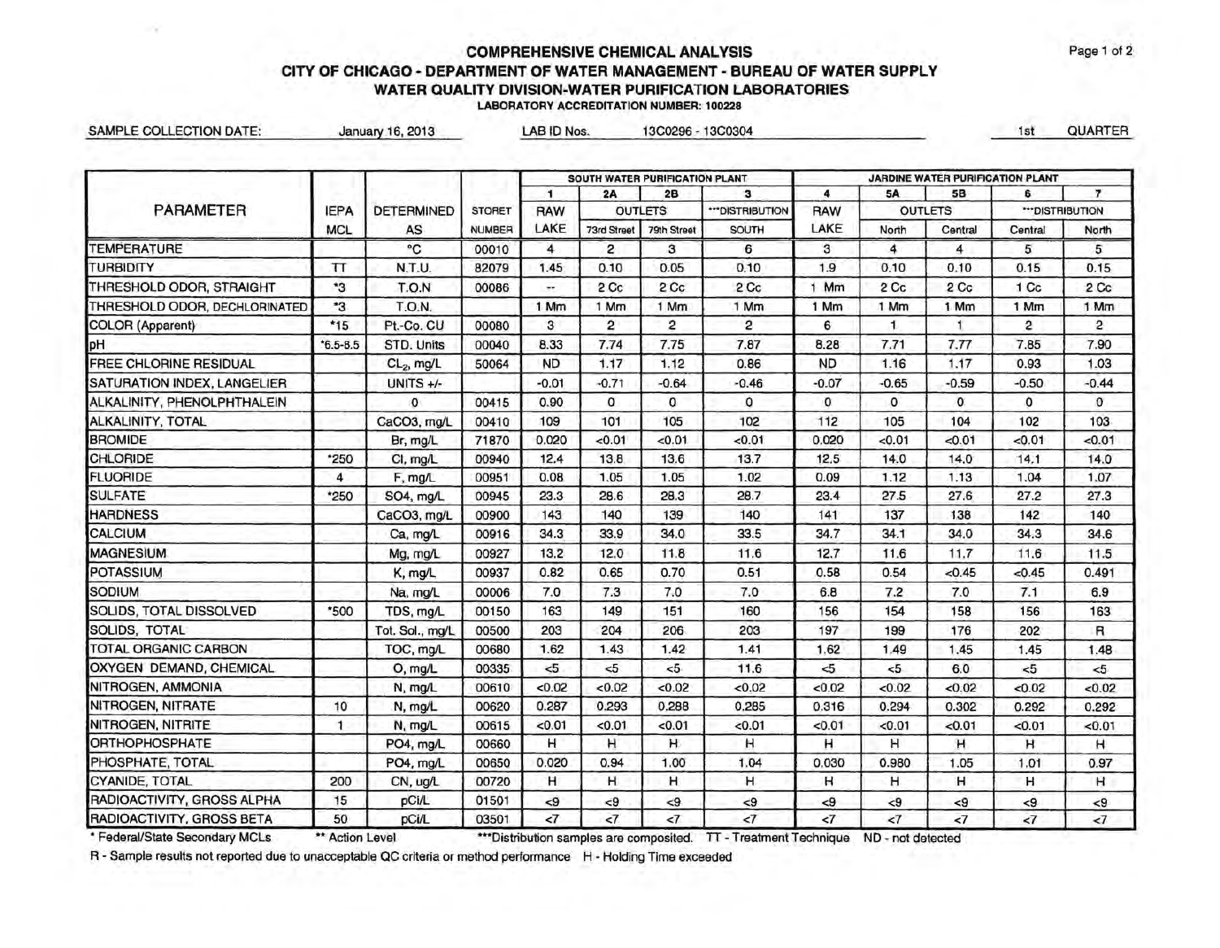# COMPREHENSIVE CHEMICAL ANALYSIS

## CITY OF CHICAGO - DEPARTMENT OF WATER MANAGEMENT - BUREAU OF WATER SUPPLY

## WATER QUALITY DIVISION-WATER PURIFICATION LABORATORIES

**LABORATORY ACCREDITATION NUMBER: 100228**

SAMPLE COLLECTION DATE: January 16, 2013 LAB ID Nos. 13C0296 - 13C0304 1st QUARTER

| PARAMETER | IEPA MCL | DETERMINED AS | STORET NUMBER | SOUTH WATER PURIFICATION PLANT | | | | JARDINE WATER PURIFICATION PLANT | | | | |
|---|---|---|---|---|---|---|---|---|---|---|---|---|
| | | | | 1 | 2A | 2B | 3 | 4 | 5A | 5B | 6 | 7 |
| | | | | RAW | OUTLETS | | ***DISTRIBUTION | RAW | OUTLETS | | ***DISTRIBUTION | |
| | | | | LAKE | 73rd Street | 79th Street | SOUTH | LAKE | North | Central | Central | North |
| TEMPERATURE | | °C | 00010 | 4 | 2 | 3 | 6 | 3 | 4 | 4 | 5 | 5 |
| TURBIDITY | TT | N.T.U. | 82079 | 1.45 | 0.10 | 0.05 | 0.10 | 1.9 | 0.10 | 0.10 | 0.15 | 0.15 |
| THRESHOLD ODOR, STRAIGHT | *3 | T.O.N | 00086 | -- | 2 Cc | 2 Cc | 2 Cc | 1 Mm | 2 Cc | 2 Cc | 1 Cc | 2 Cc |
| THRESHOLD ODOR, DECHLORINATED | *3 | T.O.N. | | 1 Mm | 1 Mm | 1 Mm | 1 Mm | 1 Mm | 1 Mm | 1 Mm | 1 Mm | 1 Mm |
| COLOR (Apparent) | *15 | Pt.-Co. CU | 00080 | 3 | 2 | 2 | 2 | 6 | 1 | 1 | 2 | 2 |
| pH | *6.5-8.5 | STD. Units | 00040 | 8.33 | 7.74 | 7.75 | 7.87 | 8.28 | 7.71 | 7.77 | 7.85 | 7.90 |
| FREE CHLORINE RESIDUAL | | $CL_2$, mg/L | 50064 | ND | 1.17 | 1.12 | 0.86 | ND | 1.16 | 1.17 | 0.93 | 1.03 |
| SATURATION INDEX, LANGELIER | | UNITS +/- | | -0.01 | -0.71 | -0.64 | -0.46 | -0.07 | -0.65 | -0.59 | -0.50 | -0.44 |
| ALKALINITY, PHENOLPHTHALEIN | | 0 | 00415 | 0.90 | 0 | 0 | 0 | 0 | 0 | 0 | 0 | 0 |
| ALKALINITY, TOTAL | | CaCO3, mg/L | 00410 | 109 | 101 | 105 | 102 | 112 | 105 | 104 | 102 | 103 |
| BROMIDE | | Br, mg/L | 71870 | 0.020 | <0.01 | <0.01 | <0.01 | 0.020 | <0.01 | <0.01 | <0.01 | <0.01 |
| CHLORIDE | *250 | Cl, mg/L | 00940 | 12.4 | 13.8 | 13.6 | 13.7 | 12.5 | 14.0 | 14.0 | 14.1 | 14.0 |
| FLUORIDE | 4 | F, mg/L | 00951 | 0.08 | 1.05 | 1.05 | 1.02 | 0.09 | 1.12 | 1.13 | 1.04 | 1.07 |
| SULFATE | *250 | SO4, mg/L | 00945 | 23.3 | 28.6 | 28.3 | 28.7 | 23.4 | 27.5 | 27.6 | 27.2 | 27.3 |
| HARDNESS | | CaCO3, mg/L | 00900 | 143 | 140 | 139 | 140 | 141 | 137 | 138 | 142 | 140 |
| CALCIUM | | Ca, mg/L | 00916 | 34.3 | 33.9 | 34.0 | 33.5 | 34.7 | 34.1 | 34.0 | 34.3 | 34.6 |
| MAGNESIUM | | Mg, mg/L | 00927 | 13.2 | 12.0 | 11.8 | 11.6 | 12.7 | 11.6 | 11.7 | 11.6 | 11.5 |
| POTASSIUM | | K, mg/L | 00937 | 0.82 | 0.65 | 0.70 | 0.51 | 0.58 | 0.54 | <0.45 | <0.45 | 0.491 |
| SODIUM | | Na, mg/L | 00006 | 7.0 | 7.3 | 7.0 | 7.0 | 6.8 | 7.2 | 7.0 | 7.1 | 6.9 |
| SOLIDS, TOTAL DISSOLVED | *500 | TDS, mg/L | 00150 | 163 | 149 | 151 | 160 | 156 | 154 | 158 | 156 | 163 |
| SOLIDS, TOTAL | | Tot. Sol., mg/L | 00500 | 203 | 204 | 206 | 203 | 197 | 199 | 176 | 202 | R |
| TOTAL ORGANIC CARBON | | TOC, mg/L | 00680 | 1.62 | 1.43 | 1.42 | 1.41 | 1.62 | 1.49 | 1.45 | 1.45 | 1.48 |
| OXYGEN DEMAND, CHEMICAL | | O, mg/L | 00335 | <5 | <5 | <5 | 11.6 | <5 | <5 | 6.0 | <5 | <5 |
| NITROGEN, AMMONIA | | N, mg/L | 00610 | <0.02 | <0.02 | <0.02 | <0.02 | <0.02 | <0.02 | <0.02 | <0.02 | <0.02 |
| NITROGEN, NITRATE | 10 | N, mg/L | 00620 | 0.287 | 0.293 | 0.288 | 0.285 | 0.316 | 0.294 | 0.302 | 0.292 | 0.292 |
| NITROGEN, NITRITE | 1 | N, mg/L | 00615 | <0.01 | <0.01 | <0.01 | <0.01 | <0.01 | <0.01 | <0.01 | <0.01 | <0.01 |
| ORTHOPHOSPHATE | | PO4, mg/L | 00660 | H | H | H | H | H | H | H | H | H |
| PHOSPHATE, TOTAL | | PO4, mg/L | 00650 | 0.020 | 0.94 | 1.00 | 1.04 | 0.030 | 0.980 | 1.05 | 1.01 | 0.97 |
| CYANIDE, TOTAL | 200 | CN, ug/L | 00720 | H | H | H | H | H | H | H | H | H |
| RADIOACTIVITY, GROSS ALPHA | 15 | pCi/L | 01501 | <9 | <9 | <9 | <9 | <9 | <9 | <9 | <9 | <9 |
| RADIOACTIVITY, GROSS BETA | 50 | pCi/L | 03501 | <7 | <7 | <7 | <7 | <7 | <7 | <7 | <7 | <7 |

\* Federal/State Secondary MCLs ** Action Level ***Distribution samples are composited. TT - Treatment Technique ND - not detected

R - Sample results not reported due to unacceptable QC criteria or method performance H - Holding Time exceeded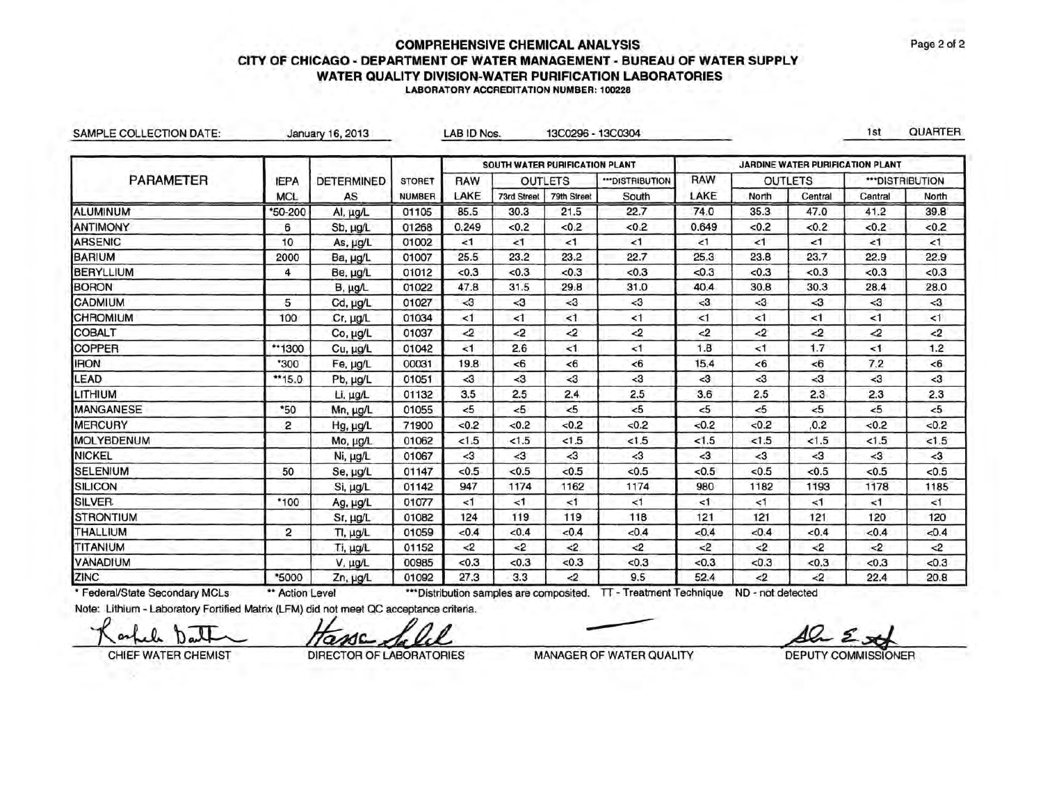**COMPREHENSIVE CHEMICAL ANALYSIS**
**CITY OF CHICAGO - DEPARTMENT OF WATER MANAGEMENT - BUREAU OF WATER SUPPLY**
**WATER QUALITY DIVISION-WATER PURIFICATION LABORATORIES**
**LABORATORY ACCREDITATION NUMBER: 100228**

SAMPLE COLLECTION DATE: January 16, 2013 LAB ID Nos. 13C0296 - 13C0304 1st QUARTER

| PARAMETER | IEPA | DETERMINED | STORET | SOUTH WATER PURIFICATION PLANT | | | | JARDINE WATER PURIFICATION PLANT | | | | |
|---|---|---|---|---|---|---|---|---|---|---|---|---|
| | | | | RAW | OUTLETS | | ***DISTRIBUTION | RAW | OUTLETS | | ***DISTRIBUTION | |
| | MCL | AS | NUMBER | LAKE | 73rd Street | 79th Street | South | LAKE | North | Central | Central | North |
| ALUMINUM | *50-200 | Al, µg/L | 01105 | 85.5 | 30.3 | 21.5 | 22.7 | 74.0 | 35.3 | 47.0 | 41.2 | 39.8 |
| ANTIMONY | 6 | Sb, µg/L | 01268 | 0.249 | <0.2 | <0.2 | <0.2 | 0.649 | <0.2 | <0.2 | <0.2 | <0.2 |
| ARSENIC | 10 | As, µg/L | 01002 | <1 | <1 | <1 | <1 | <1 | <1 | <1 | <1 | <1 |
| BARIUM | 2000 | Ba, µg/L | 01007 | 25.5 | 23.2 | 23.2 | 22.7 | 25.3 | 23.8 | 23.7 | 22.9 | 22.9 |
| BERYLLIUM | 4 | Be, µg/L | 01012 | <0.3 | <0.3 | <0.3 | <0.3 | <0.3 | <0.3 | <0.3 | <0.3 | <0.3 |
| BORON | | B, µg/L | 01022 | 47.8 | 31.5 | 29.8 | 31.0 | 40.4 | 30.8 | 30.3 | 28.4 | 28.0 |
| CADMIUM | 5 | Cd, µg/L | 01027 | <3 | <3 | <3 | <3 | <3 | <3 | <3 | <3 | <3 |
| CHROMIUM | 100 | Cr, µg/L | 01034 | <1 | <1 | <1 | <1 | <1 | <1 | <1 | <1 | <1 |
| COBALT | | Co, µg/L | 01037 | <2 | <2 | <2 | <2 | <2 | <2 | <2 | <2 | <2 |
| COPPER | **1300 | Cu, µg/L | 01042 | <1 | 2.6 | <1 | <1 | 1.8 | <1 | 1.7 | <1 | 1.2 |
| IRON | *300 | Fe, µg/L | 00031 | 19.8 | <6 | <6 | <6 | 15.4 | <6 | <6 | 7.2 | <6 |
| LEAD | **15.0 | Pb, µg/L | 01051 | <3 | <3 | <3 | <3 | <3 | <3 | <3 | <3 | <3 |
| LITHIUM | | Li, µg/L | 01132 | 3.5 | 2.5 | 2.4 | 2.5 | 3.6 | 2.5 | 2.3 | 2.3 | 2.3 |
| MANGANESE | *50 | Mn, µg/L | 01055 | <5 | <5 | <5 | <5 | <5 | <5 | <5 | <5 | <5 |
| MERCURY | 2 | Hg, µg/L | 71900 | <0.2 | <0.2 | <0.2 | <0.2 | <0.2 | <0.2 | ,0.2 | <0.2 | <0.2 |
| MOLYBDENUM | | Mo, µg/L | 01062 | <1.5 | <1.5 | <1.5 | <1.5 | <1.5 | <1.5 | <1.5 | <1.5 | <1.5 |
| NICKEL | | Ni, µg/L | 01067 | <3 | <3 | <3 | <3 | <3 | <3 | <3 | <3 | <3 |
| SELENIUM | 50 | Se, µg/L | 01147 | <0.5 | <0.5 | <0.5 | <0.5 | <0.5 | <0.5 | <0.5 | <0.5 | <0.5 |
| SILICON | | Si, µg/L | 01142 | 947 | 1174 | 1162 | 1174 | 980 | 1182 | 1193 | 1178 | 1185 |
| SILVER | *100 | Ag, µg/L | 01077 | <1 | <1 | <1 | <1 | <1 | <1 | <1 | <1 | <1 |
| STRONTIUM | | Sr, µg/L | 01082 | 124 | 119 | 119 | 118 | 121 | 121 | 121 | 120 | 120 |
| THALLIUM | 2 | Tl, µg/L | 01059 | <0.4 | <0.4 | <0.4 | <0.4 | <0.4 | <0.4 | <0.4 | <0.4 | <0.4 |
| TITANIUM | | Ti, µg/L | 01152 | <2 | <2 | <2 | <2 | <2 | <2 | <2 | <2 | <2 |
| VANADIUM | | V, µg/L | 00985 | <0.3 | <0.3 | <0.3 | <0.3 | <0.3 | <0.3 | <0.3 | <0.3 | <0.3 |
| ZINC | *5000 | Zn, µg/L | 01092 | 27.3 | 3.3 | <2 | 9.5 | 52.4 | <2 | <2 | 22.4 | 20.8 |

\* Federal/State Secondary MCLs ** Action Level ***Distribution samples are composited. TT - Treatment Technique ND - not detected

Note: Lithium - Laboratory Fortified Matrix (LFM) did not meet QC acceptance criteria.

CHIEF WATER CHEMIST DIRECTOR OF LABORATORIES MANAGER OF WATER QUALITY DEPUTY COMMISSIONER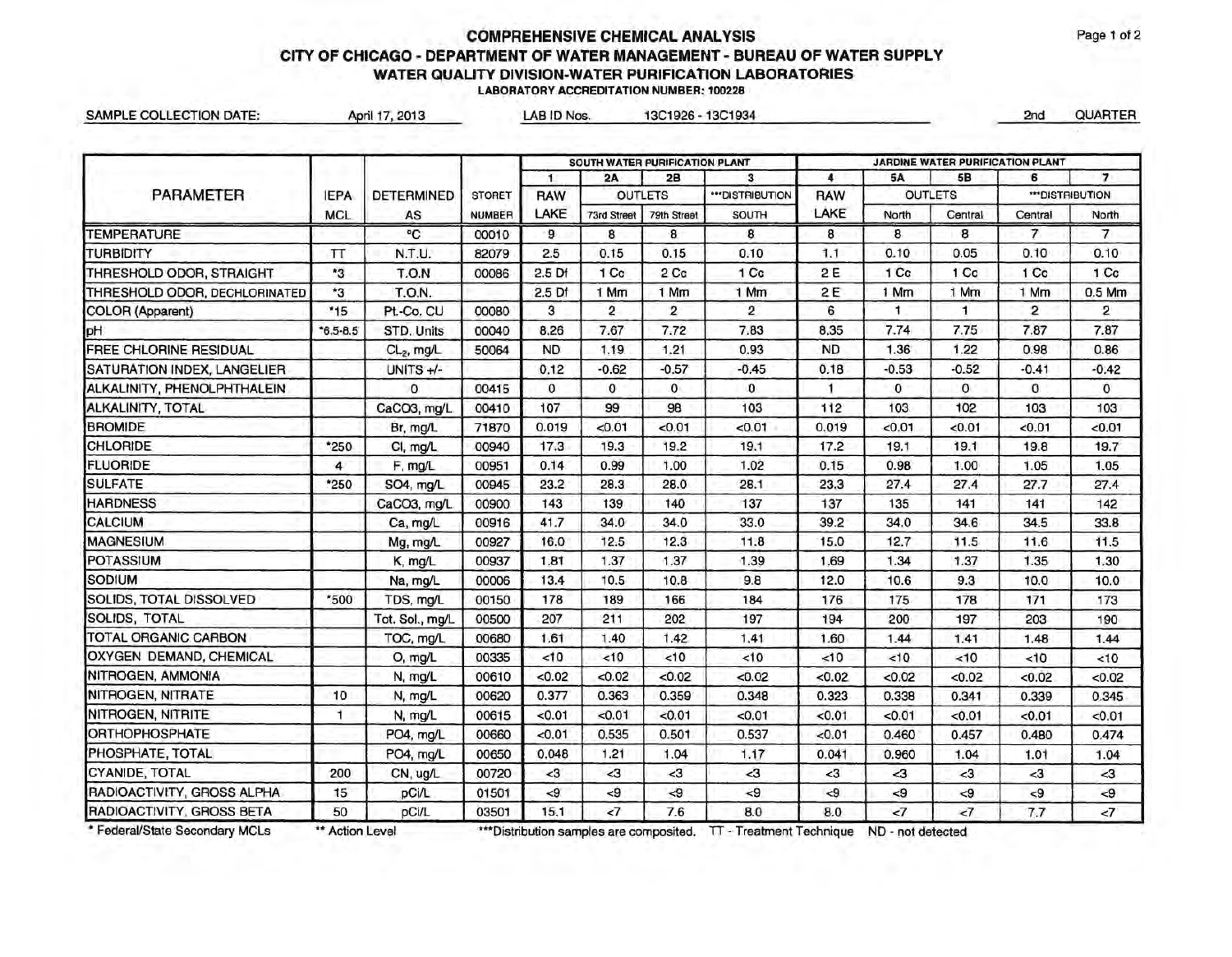# COMPREHENSIVE CHEMICAL ANALYSIS

## CITY OF CHICAGO - DEPARTMENT OF WATER MANAGEMENT - BUREAU OF WATER SUPPLY

### WATER QUALITY DIVISION-WATER PURIFICATION LABORATORIES

**LABORATORY ACCREDITATION NUMBER: 100228**

SAMPLE COLLECTION DATE: April 17, 2013 LAB ID Nos. 13C1926 - 13C1934 2nd QUARTER

| PARAMETER | IEPA MCL | DETERMINED AS | STORET NUMBER | SOUTH WATER PURIFICATION PLANT | | | | JARDINE WATER PURIFICATION PLANT | | | | |
|---|---|---|---|---|---|---|---|---|---|---|---|---|
| | | | | 1 | 2A | 2B | 3 | 4 | 5A | 5B | 6 | 7 |
| | | | | RAW | OUTLETS | | ***DISTRIBUTION | RAW | OUTLETS | | ***DISTRIBUTION | |
| | | | | LAKE | 73rd Street | 79th Street | SOUTH | LAKE | North | Central | Central | North |
| TEMPERATURE | | °C | 00010 | 9 | 8 | 8 | 8 | 8 | 8 | 8 | 7 | 7 |
| TURBIDITY | TT | N.T.U. | 82079 | 2.5 | 0.15 | 0.15 | 0.10 | 1.1 | 0.10 | 0.05 | 0.10 | 0.10 |
| THRESHOLD ODOR, STRAIGHT | *3 | T.O.N | 00086 | 2.5 Df | 1 Cc | 2 Cc | 1 Cc | 2 E | 1 Cc | 1 Cc | 1 Cc | 1 Cc |
| THRESHOLD ODOR, DECHLORINATED | *3 | T.O.N. | | 2.5 Df | 1 Mm | 1 Mm | 1 Mm | 2 E | 1 Mm | 1 Mm | 1 Mm | 0.5 Mm |
| COLOR (Apparent) | *15 | Pt.-Co. CU | 00080 | 3 | 2 | 2 | 2 | 6 | 1 | 1 | 2 | 2 |
| pH | *6.5-8.5 | STD. Units | 00040 | 8.26 | 7.67 | 7.72 | 7.83 | 8.35 | 7.74 | 7.75 | 7.87 | 7.87 |
| FREE CHLORINE RESIDUAL | | $CL_2$, mg/L | 50064 | ND | 1.19 | 1.21 | 0.93 | ND | 1.36 | 1.22 | 0.98 | 0.86 |
| SATURATION INDEX, LANGELIER | | UNITS +/- | | 0.12 | -0.62 | -0.57 | -0.45 | 0.18 | -0.53 | -0.52 | -0.41 | -0.42 |
| ALKALINITY, PHENOLPHTHALEIN | | 0 | 00415 | 0 | 0 | 0 | 0 | 1 | 0 | 0 | 0 | 0 |
| ALKALINITY, TOTAL | | CaCO3, mg/L | 00410 | 107 | 99 | 98 | 103 | 112 | 103 | 102 | 103 | 103 |
| BROMIDE | | Br, mg/L | 71870 | 0.019 | <0.01 | <0.01 | <0.01 | 0.019 | <0.01 | <0.01 | <0.01 | <0.01 |
| CHLORIDE | *250 | Cl, mg/L | 00940 | 17.3 | 19.3 | 19.2 | 19.1 | 17.2 | 19.1 | 19.1 | 19.8 | 19.7 |
| FLUORIDE | 4 | F, mg/L | 00951 | 0.14 | 0.99 | 1.00 | 1.02 | 0.15 | 0.98 | 1.00 | 1.05 | 1.05 |
| SULFATE | *250 | SO4, mg/L | 00945 | 23.2 | 28.3 | 28.0 | 28.1 | 23.3 | 27.4 | 27.4 | 27.7 | 27.4 |
| HARDNESS | | CaCO3, mg/L | 00900 | 143 | 139 | 140 | 137 | 137 | 135 | 141 | 141 | 142 |
| CALCIUM | | Ca, mg/L | 00916 | 41.7 | 34.0 | 34.0 | 33.0 | 39.2 | 34.0 | 34.6 | 34.5 | 33.8 |
| MAGNESIUM | | Mg, mg/L | 00927 | 16.0 | 12.5 | 12.3 | 11.8 | 15.0 | 12.7 | 11.5 | 11.6 | 11.5 |
| POTASSIUM | | K, mg/L | 00937 | 1.81 | 1.37 | 1.37 | 1.39 | 1.69 | 1.34 | 1.37 | 1.35 | 1.30 |
| SODIUM | | Na, mg/L | 00006 | 13.4 | 10.5 | 10.8 | 9.8 | 12.0 | 10.6 | 9.3 | 10.0 | 10.0 |
| SOLIDS, TOTAL DISSOLVED | *500 | TDS, mg/L | 00150 | 178 | 189 | 166 | 184 | 176 | 175 | 178 | 171 | 173 |
| SOLIDS, TOTAL | | Tot. Sol., mg/L | 00500 | 207 | 211 | 202 | 197 | 194 | 200 | 197 | 203 | 190 |
| TOTAL ORGANIC CARBON | | TOC, mg/L | 00680 | 1.61 | 1.40 | 1.42 | 1.41 | 1.60 | 1.44 | 1.41 | 1.48 | 1.44 |
| OXYGEN DEMAND, CHEMICAL | | O, mg/L | 00335 | <10 | <10 | <10 | <10 | <10 | <10 | <10 | <10 | <10 |
| NITROGEN, AMMONIA | | N, mg/L | 00610 | <0.02 | <0.02 | <0.02 | <0.02 | <0.02 | <0.02 | <0.02 | <0.02 | <0.02 |
| NITROGEN, NITRATE | 10 | N, mg/L | 00620 | 0.377 | 0.363 | 0.359 | 0.348 | 0.323 | 0.338 | 0.341 | 0.339 | 0.345 |
| NITROGEN, NITRITE | 1 | N, mg/L | 00615 | <0.01 | <0.01 | <0.01 | <0.01 | <0.01 | <0.01 | <0.01 | <0.01 | <0.01 |
| ORTHOPHOSPHATE | | PO4, mg/L | 00660 | <0.01 | 0.535 | 0.501 | 0.537 | <0.01 | 0.460 | 0.457 | 0.480 | 0.474 |
| PHOSPHATE, TOTAL | | PO4, mg/L | 00650 | 0.046 | 1.21 | 1.04 | 1.17 | 0.041 | 0.960 | 1.04 | 1.01 | 1.04 |
| CYANIDE, TOTAL | 200 | CN, ug/L | 00720 | <3 | <3 | <3 | <3 | <3 | <3 | <3 | <3 | <3 |
| RADIOACTIVITY, GROSS ALPHA | 15 | pCi/L | 01501 | <9 | <9 | <9 | <9 | <9 | <9 | <9 | <9 | <9 |
| RADIOACTIVITY, GROSS BETA | 50 | pCi/L | 03501 | 15.1 | <7 | 7.6 | 8.0 | 8.0 | <7 | <7 | 7.7 | <7 |

\* Federal/State Secondary MCLs ** Action Level ***Distribution samples are composited. TT - Treatment Technique ND - not detected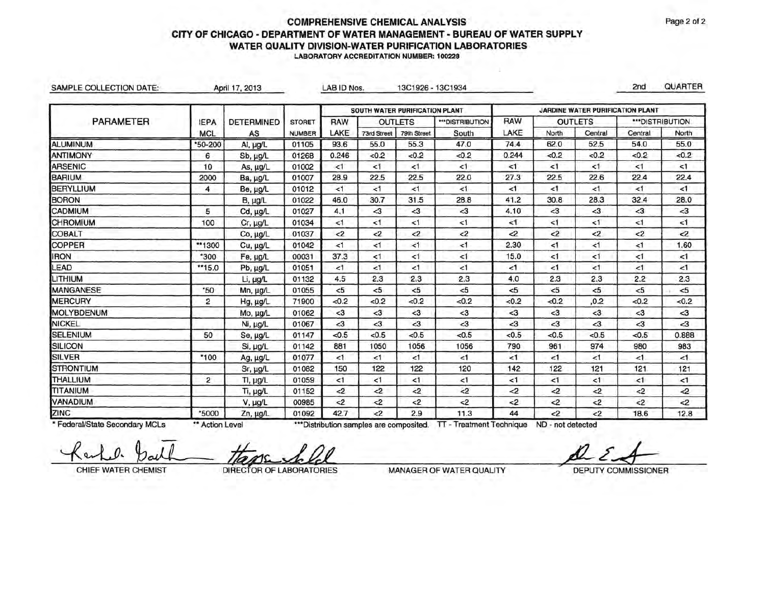# COMPREHENSIVE CHEMICAL ANALYSIS
## CITY OF CHICAGO - DEPARTMENT OF WATER MANAGEMENT - BUREAU OF WATER SUPPLY
## WATER QUALITY DIVISION-WATER PURIFICATION LABORATORIES
LABORATORY ACCREDITATION NUMBER: 100228

SAMPLE COLLECTION DATE: April 17, 2013 LAB ID Nos. 13C1926 - 13C1934 2nd QUARTER

| PARAMETER | IEPA | DETERMINED | STORET | SOUTH WATER PURIFICATION PLANT | | | | JARDINE WATER PURIFICATION PLANT | | | | |
|---|---|---|---|---|---|---|---|---|---|---|---|---|
| | MCL | AS | NUMBER | RAW LAKE | OUTLETS | | ***DISTRIBUTION | RAW LAKE | OUTLETS | | ***DISTRIBUTION | |
| | | | | | 73rd Street | 79th Street | South | | North | Central | Central | North |
| ALUMINUM | *50-200 | Al, µg/L | 01105 | 93.6 | 55.0 | 55.3 | 47.0 | 74.4 | 62.0 | 52.5 | 54.0 | 55.0 |
| ANTIMONY | 6 | Sb, µg/L | 01268 | 0.246 | <0.2 | <0.2 | <0.2 | 0.244 | <0.2 | <0.2 | <0.2 | <0.2 |
| ARSENIC | 10 | As, µg/L | 01002 | <1 | <1 | <1 | <1 | <1 | <1 | <1 | <1 | <1 |
| BARIUM | 2000 | Ba, µg/L | 01007 | 28.9 | 22.5 | 22.5 | 22.0 | 27.3 | 22.5 | 22.6 | 22.4 | 22.4 |
| BERYLLIUM | 4 | Be, µg/L | 01012 | <1 | <1 | <1 | <1 | <1 | <1 | <1 | <1 | <1 |
| BORON | | B, µg/L | 01022 | 46.0 | 30.7 | 31.5 | 28.8 | 41.2 | 30.8 | 28.3 | 32.4 | 28.0 |
| CADMIUM | 5 | Cd, µg/L | 01027 | 4.1 | <3 | <3 | <3 | 4.10 | <3 | <3 | <3 | <3 |
| CHROMIUM | 100 | Cr, µg/L | 01034 | <1 | <1 | <1 | <1 | <1 | <1 | <1 | <1 | <1 |
| COBALT | | Co, µg/L | 01037 | <2 | <2 | <2 | <2 | <2 | <2 | <2 | <2 | <2 |
| COPPER | **1300 | Cu, µg/L | 01042 | <1 | <1 | <1 | <1 | 2.30 | <1 | <1 | <1 | 1.60 |
| IRON | *300 | Fe, µg/L | 00031 | 37.3 | <1 | <1 | <1 | 15.0 | <1 | <1 | <1 | <1 |
| LEAD | **15.0 | Pb, µg/L | 01051 | <1 | <1 | <1 | <1 | <1 | <1 | <1 | <1 | <1 |
| LITHIUM | | Li, µg/L | 01132 | 4.5 | 2.3 | 2.3 | 2.3 | 4.0 | 2.3 | 2.3 | 2.2 | 2.3 |
| MANGANESE | *50 | Mn, µg/L | 01055 | <5 | <5 | <5 | <5 | <5 | <5 | <5 | <5 | <5 |
| MERCURY | 2 | Hg, µg/L | 71900 | <0.2 | <0.2 | <0.2 | <0.2 | <0.2 | <0.2 | ,0.2 | <0.2 | <0.2 |
| MOLYBDENUM | | Mo, µg/L | 01062 | <3 | <3 | <3 | <3 | <3 | <3 | <3 | <3 | <3 |
| NICKEL | | Ni, µg/L | 01067 | <3 | <3 | <3 | <3 | <3 | <3 | <3 | <3 | <3 |
| SELENIUM | 50 | Se, µg/L | 01147 | <0.5 | <0.5 | <0.5 | <0.5 | <0.5 | <0.5 | <0.5 | <0.5 | 0.888 |
| SILICON | | Si, µg/L | 01142 | 881 | 1050 | 1056 | 1056 | 790 | 961 | 974 | 980 | 983 |
| SILVER | *100 | Ag, µg/L | 01077 | <1 | <1 | <1 | <1 | <1 | <1 | <1 | <1 | <1 |
| STRONTIUM | | Sr, µg/L | 01082 | 150 | 122 | 122 | 120 | 142 | 122 | 121 | 121 | 121 |
| THALLIUM | 2 | Tl, µg/L | 01059 | <1 | <1 | <1 | <1 | <1 | <1 | <1 | <1 | <1 |
| TITANIUM | | Ti, µg/L | 01152 | <2 | <2 | <2 | <2 | <2 | <2 | <2 | <2 | <2 |
| VANADIUM | | V, µg/L | 00985 | <2 | <2 | <2 | <2 | <2 | <2 | <2 | <2 | <2 |
| ZINC | *5000 | Zn, µg/L | 01092 | 42.7 | <2 | 2.9 | 11.3 | 44 | <2 | <2 | 18.6 | 12.8 |

\* Federal/State Secondary MCLs ** Action Level ***Distribution samples are composited. TT - Treatment Technique ND - not detected

CHIEF WATER CHEMIST DIRECTOR OF LABORATORIES MANAGER OF WATER QUALITY DEPUTY COMMISSIONER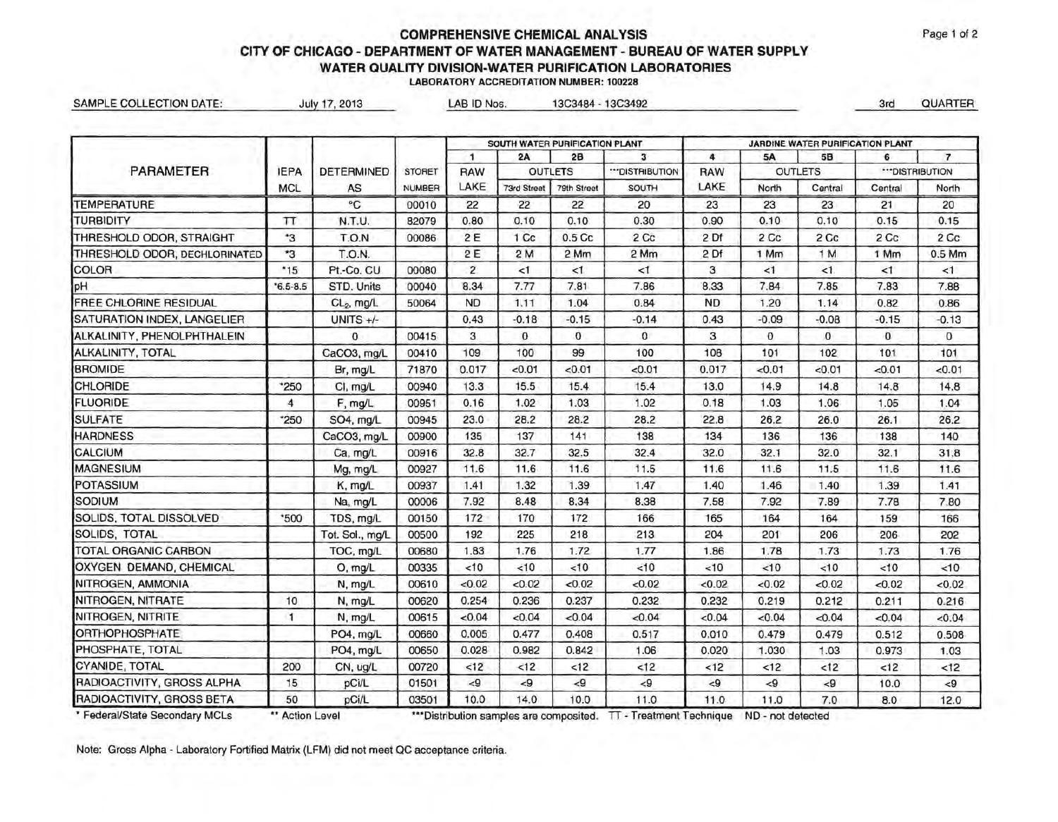# COMPREHENSIVE CHEMICAL ANALYSIS

## CITY OF CHICAGO - DEPARTMENT OF WATER MANAGEMENT - BUREAU OF WATER SUPPLY

### WATER QUALITY DIVISION-WATER PURIFICATION LABORATORIES

LABORATORY ACCREDITATION NUMBER: 100228

SAMPLE COLLECTION DATE: July 17, 2013 LAB ID Nos. 13C3484 - 13C3492 3rd QUARTER

| PARAMETER | IEPA MCL | DETERMINED AS | STORET NUMBER | SOUTH WATER PURIFICATION PLANT | | | | JARDINE WATER PURIFICATION PLANT | | | | |
|---|---|---|---|---|---|---|---|---|---|---|---|---|
| | | | | 1 | 2A | 2B | 3 | 4 | 5A | 5B | 6 | 7 |
| | | | | RAW | OUTLETS | | ***DISTRIBUTION | RAW | OUTLETS | | ***DISTRIBUTION | |
| | | | | LAKE | 73rd Street | 79th Street | SOUTH | LAKE | North | Central | Central | North |
| TEMPERATURE | | °C | 00010 | 22 | 22 | 22 | 20 | 23 | 23 | 23 | 21 | 20 |
| TURBIDITY | TT | N.T.U. | 82079 | 0.80 | 0.10 | 0.10 | 0.30 | 0.90 | 0.10 | 0.10 | 0.15 | 0.15 |
| THRESHOLD ODOR, STRAIGHT | *3 | T.O.N | 00086 | 2 E | 1 Cc | 0.5 Cc | 2 Cc | 2 Df | 2 Cc | 2 Cc | 2 Cc | 2 Cc |
| THRESHOLD ODOR, DECHLORINATED | *3 | T.O.N. | | 2 E | 2 M | 2 Mm | 2 Mm | 2 Df | 1 Mm | 1 M | 1 Mm | 0.5 Mm |
| COLOR | *15 | Pt.-Co. CU | 00080 | 2 | <1 | <1 | <1 | 3 | <1 | <1 | <1 | <1 |
| pH | *6.5-8.5 | STD. Units | 00040 | 8.34 | 7.77 | 7.81 | 7.86 | 8.33 | 7.84 | 7.85 | 7.83 | 7.88 |
| FREE CHLORINE RESIDUAL | | $CL_2$, mg/L | 50064 | ND | 1.11 | 1.04 | 0.84 | ND | 1.20 | 1.14 | 0.82 | 0.86 |
| SATURATION INDEX, LANGELIER | | UNITS +/- | | 0.43 | -0.18 | -0.15 | -0.14 | 0.43 | -0.09 | -0.08 | -0.15 | -0.13 |
| ALKALINITY, PHENOLPHTHALEIN | | 0 | 00415 | 3 | 0 | 0 | 0 | 3 | 0 | 0 | 0 | 0 |
| ALKALINITY, TOTAL | | CaCO3, mg/L | 00410 | 109 | 100 | 99 | 100 | 108 | 101 | 102 | 101 | 101 |
| BROMIDE | | Br, mg/L | 71870 | 0.017 | <0.01 | <0.01 | <0.01 | 0.017 | <0.01 | <0.01 | <0.01 | <0.01 |
| CHLORIDE | *250 | Cl, mg/L | 00940 | 13.3 | 15.5 | 15.4 | 15.4 | 13.0 | 14.9 | 14.8 | 14.8 | 14.8 |
| FLUORIDE | 4 | F, mg/L | 00951 | 0.16 | 1.02 | 1.03 | 1.02 | 0.18 | 1.03 | 1.06 | 1.05 | 1.04 |
| SULFATE | *250 | SO4, mg/L | 00945 | 23.0 | 28.2 | 28.2 | 28.2 | 22.8 | 26.2 | 26.0 | 26.1 | 26.2 |
| HARDNESS | | CaCO3, mg/L | 00900 | 135 | 137 | 141 | 138 | 134 | 136 | 136 | 138 | 140 |
| CALCIUM | | Ca, mg/L | 00916 | 32.8 | 32.7 | 32.5 | 32.4 | 32.0 | 32.1 | 32.0 | 32.1 | 31.8 |
| MAGNESIUM | | Mg, mg/L | 00927 | 11.6 | 11.6 | 11.6 | 11.5 | 11.6 | 11.6 | 11.5 | 11.6 | 11.6 |
| POTASSIUM | | K, mg/L | 00937 | 1.41 | 1.32 | 1.39 | 1.47 | 1.40 | 1.46 | 1.40 | 1.39 | 1.41 |
| SODIUM | | Na, mg/L | 00006 | 7.92 | 8.48 | 8.34 | 8.38 | 7.58 | 7.92 | 7.89 | 7.78 | 7.80 |
| SOLIDS, TOTAL DISSOLVED | *500 | TDS, mg/L | 00150 | 172 | 170 | 172 | 166 | 165 | 164 | 164 | 159 | 166 |
| SOLIDS, TOTAL | | Tot. Sol., mg/L | 00500 | 192 | 225 | 218 | 213 | 204 | 201 | 206 | 206 | 202 |
| TOTAL ORGANIC CARBON | | TOC, mg/L | 00680 | 1.83 | 1.76 | 1.72 | 1.77 | 1.86 | 1.78 | 1.73 | 1.73 | 1.76 |
| OXYGEN DEMAND, CHEMICAL | | O, mg/L | 00335 | <10 | <10 | <10 | <10 | <10 | <10 | <10 | <10 | <10 |
| NITROGEN, AMMONIA | | N, mg/L | 00610 | <0.02 | <0.02 | <0.02 | <0.02 | <0.02 | <0.02 | <0.02 | <0.02 | <0.02 |
| NITROGEN, NITRATE | 10 | N, mg/L | 00620 | 0.254 | 0.236 | 0.237 | 0.232 | 0.232 | 0.219 | 0.212 | 0.211 | 0.216 |
| NITROGEN, NITRITE | 1 | N, mg/L | 00615 | <0.04 | <0.04 | <0.04 | <0.04 | <0.04 | <0.04 | <0.04 | <0.04 | <0.04 |
| ORTHOPHOSPHATE | | PO4, mg/L | 00660 | 0.005 | 0.477 | 0.408 | 0.517 | 0.010 | 0.479 | 0.479 | 0.512 | 0.508 |
| PHOSPHATE, TOTAL | | PO4, mg/L | 00650 | 0.028 | 0.982 | 0.842 | 1.06 | 0.020 | 1.030 | 1.03 | 0.973 | 1.03 |
| CYANIDE, TOTAL | 200 | CN, ug/L | 00720 | <12 | <12 | <12 | <12 | <12 | <12 | <12 | <12 | <12 |
| RADIOACTIVITY, GROSS ALPHA | 15 | pCi/L | 01501 | <9 | <9 | <9 | <9 | <9 | <9 | <9 | 10.0 | <9 |
| RADIOACTIVITY, GROSS BETA | 50 | pCi/L | 03501 | 10.0 | 14.0 | 10.0 | 11.0 | 11.0 | 11.0 | 7.0 | 8.0 | 12.0 |

\* Federal/State Secondary MCLs ** Action Level ***Distribution samples are composited. TT - Treatment Technique ND - not detected

Note: Gross Alpha - Laboratory Fortified Matrix (LFM) did not meet QC acceptance criteria.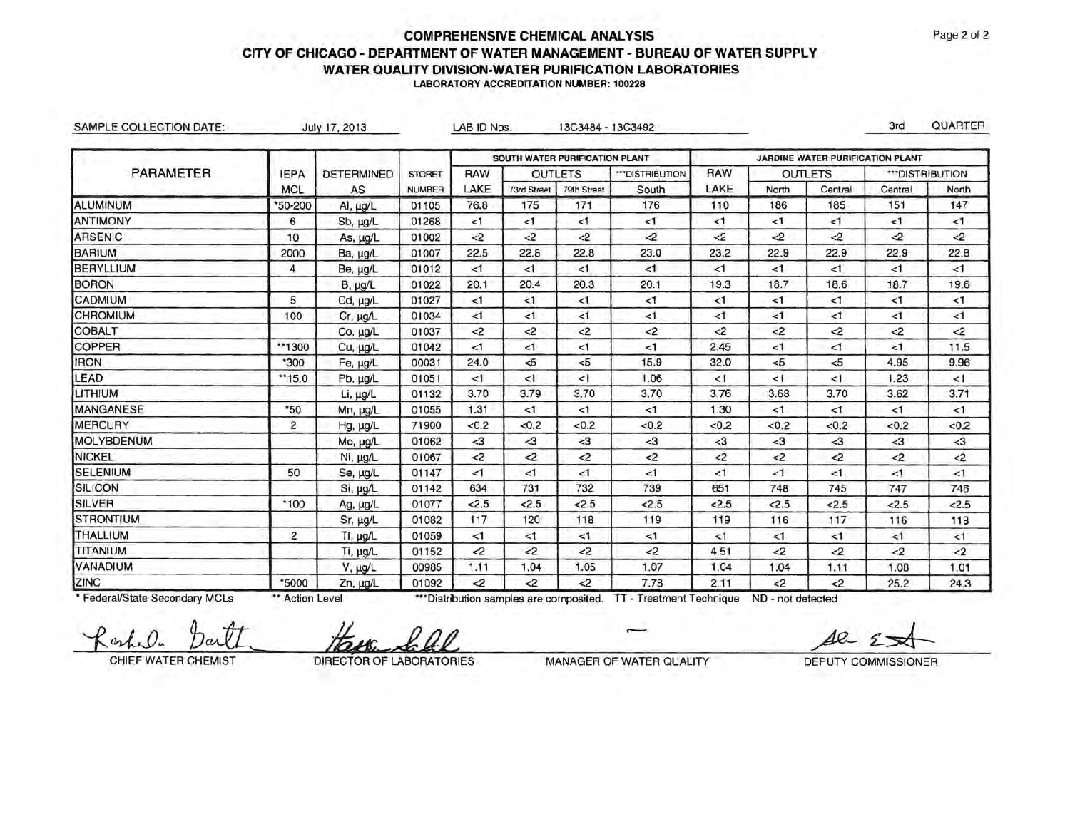**COMPREHENSIVE CHEMICAL ANALYSIS**
**CITY OF CHICAGO - DEPARTMENT OF WATER MANAGEMENT - BUREAU OF WATER SUPPLY**
**WATER QUALITY DIVISION-WATER PURIFICATION LABORATORIES**
**LABORATORY ACCREDITATION NUMBER: 100228**

SAMPLE COLLECTION DATE: July 17, 2013 LAB ID Nos. 13C3484 - 13C3492 3rd QUARTER

| PARAMETER | IEPA MCL | DETERMINED AS | STORET NUMBER | SOUTH WATER PURIFICATION PLANT | | | | JARDINE WATER PURIFICATION PLANT | | | | |
|---|---|---|---|---|---|---|---|---|---|---|---|---|
| | | | | RAW | OUTLETS | | ***DISTRIBUTION | RAW | OUTLETS | | ***DISTRIBUTION | |
| | | | | LAKE | 73rd Street | 79th Street | South | LAKE | North | Central | Central | North |
| ALUMINUM | *50-200 | Al, µg/L | 01105 | 76.8 | 175 | 171 | 176 | 110 | 186 | 185 | 151 | 147 |
| ANTIMONY | 6 | Sb, µg/L | 01268 | <1 | <1 | <1 | <1 | <1 | <1 | <1 | <1 | <1 |
| ARSENIC | 10 | As, µg/L | 01002 | <2 | <2 | <2 | <2 | <2 | <2 | <2 | <2 | <2 |
| BARIUM | 2000 | Ba, µg/L | 01007 | 22.5 | 22.8 | 22.8 | 23.0 | 23.2 | 22.9 | 22.9 | 22.9 | 22.8 |
| BERYLLIUM | 4 | Be, µg/L | 01012 | <1 | <1 | <1 | <1 | <1 | <1 | <1 | <1 | <1 |
| BORON | | B, µg/L | 01022 | 20.1 | 20.4 | 20.3 | 20.1 | 19.3 | 18.7 | 18.6 | 18.7 | 19.6 |
| CADMIUM | 5 | Cd, µg/L | 01027 | <1 | <1 | <1 | <1 | <1 | <1 | <1 | <1 | <1 |
| CHROMIUM | 100 | Cr, µg/L | 01034 | <1 | <1 | <1 | <1 | <1 | <1 | <1 | <1 | <1 |
| COBALT | | Co, µg/L | 01037 | <2 | <2 | <2 | <2 | <2 | <2 | <2 | <2 | <2 |
| COPPER | **1300 | Cu, µg/L | 01042 | <1 | <1 | <1 | <1 | 2.45 | <1 | <1 | <1 | 11.5 |
| IRON | *300 | Fe, µg/L | 00031 | 24.0 | <5 | <5 | 15.9 | 32.0 | <5 | <5 | 4.95 | 9.96 |
| LEAD | **15.0 | Pb, µg/L | 01051 | <1 | <1 | <1 | 1.06 | <1 | <1 | <1 | 1.23 | <1 |
| LITHIUM | | Li, µg/L | 01132 | 3.70 | 3.79 | 3.70 | 3.70 | 3.76 | 3.68 | 3.70 | 3.62 | 3.71 |
| MANGANESE | *50 | Mn, µg/L | 01055 | 1.31 | <1 | <1 | <1 | 1.30 | <1 | <1 | <1 | <1 |
| MERCURY | 2 | Hg, µg/L | 71900 | <0.2 | <0.2 | <0.2 | <0.2 | <0.2 | <0.2 | <0.2 | <0.2 | <0.2 |
| MOLYBDENUM | | Mo, µg/L | 01062 | <3 | <3 | <3 | <3 | <3 | <3 | <3 | <3 | <3 |
| NICKEL | | Ni, µg/L | 01067 | <2 | <2 | <2 | <2 | <2 | <2 | <2 | <2 | <2 |
| SELENIUM | 50 | Se, µg/L | 01147 | <1 | <1 | <1 | <1 | <1 | <1 | <1 | <1 | <1 |
| SILICON | | Si, µg/L | 01142 | 634 | 731 | 732 | 739 | 651 | 748 | 745 | 747 | 746 |
| SILVER | *100 | Ag, µg/L | 01077 | <2.5 | <2.5 | <2.5 | <2.5 | <2.5 | <2.5 | <2.5 | <2.5 | <2.5 |
| STRONTIUM | | Sr, µg/L | 01082 | 117 | 120 | 118 | 119 | 119 | 116 | 117 | 116 | 118 |
| THALLIUM | 2 | Tl, µg/L | 01059 | <1 | <1 | <1 | <1 | <1 | <1 | <1 | <1 | <1 |
| TITANIUM | | Ti, µg/L | 01152 | <2 | <2 | <2 | <2 | 4.51 | <2 | <2 | <2 | <2 |
| VANADIUM | | V, µg/L | 00985 | 1.11 | 1.04 | 1.05 | 1.07 | 1.04 | 1.04 | 1.11 | 1.08 | 1.01 |
| ZINC | *5000 | Zn, µg/L | 01092 | <2 | <2 | <2 | 7.78 | 2.11 | <2 | <2 | 25.2 | 24.3 |

\* Federal/State Secondary MCLs ** Action Level ***Distribution samples are composited. TT - Treatment Technique ND - not detected

CHIEF WATER CHEMIST DIRECTOR OF LABORATORIES MANAGER OF WATER QUALITY DEPUTY COMMISSIONER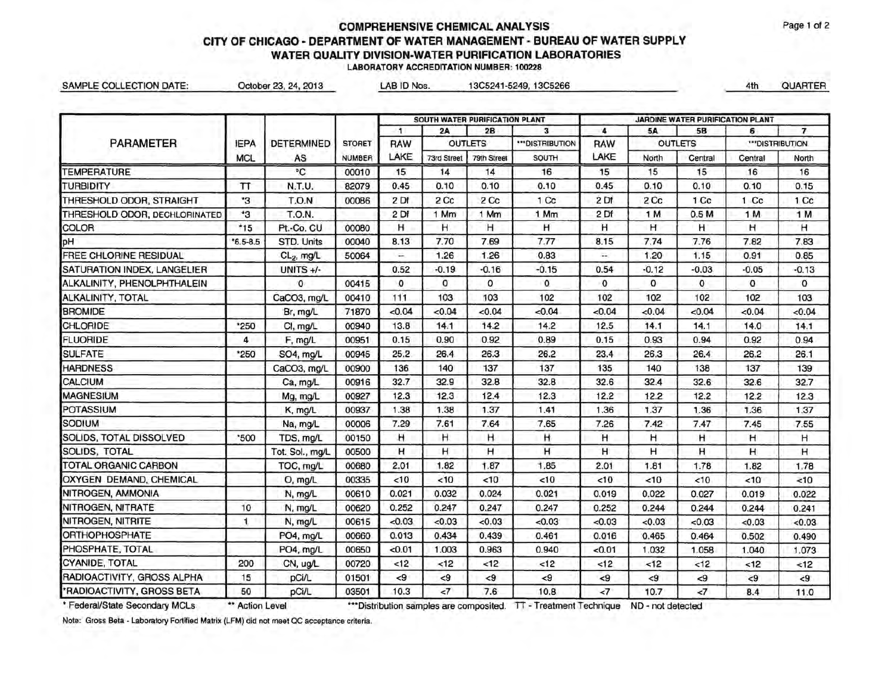# COMPREHENSIVE CHEMICAL ANALYSIS

## CITY OF CHICAGO - DEPARTMENT OF WATER MANAGEMENT - BUREAU OF WATER SUPPLY

### WATER QUALITY DIVISION-WATER PURIFICATION LABORATORIES

**LABORATORY ACCREDITATION NUMBER: 100228**

SAMPLE COLLECTION DATE: October 23, 24, 2013 LAB ID Nos. 13C5241-5249, 13C5266 4th QUARTER

| PARAMETER | IEPA MCL | DETERMINED AS | STORET NUMBER | SOUTH WATER PURIFICATION PLANT | | | | JARDINE WATER PURIFICATION PLANT | | | | |
|---|---|---|---|---|---|---|---|---|---|---|---|---|
| | | | | 1 | 2A | 2B | 3 | 4 | 5A | 5B | 6 | 7 |
| | | | | RAW | OUTLETS | | ***DISTRIBUTION | RAW | OUTLETS | | ***DISTRIBUTION | |
| | | | | LAKE | 73rd Street | 79th Street | SOUTH | LAKE | North | Central | Central | North |
| TEMPERATURE | | °C | 00010 | 15 | 14 | 14 | 16 | 15 | 15 | 15 | 16 | 16 |
| TURBIDITY | TT | N.T.U. | 82079 | 0.45 | 0.10 | 0.10 | 0.10 | 0.45 | 0.10 | 0.10 | 0.10 | 0.15 |
| THRESHOLD ODOR, STRAIGHT | *3 | T.O.N | 00086 | 2 Df | 2 Cc | 2 Cc | 1 Cc | 2 Df | 2 Cc | 1 Cc | 1 Cc | 1 Cc |
| THRESHOLD ODOR, DECHLORINATED | *3 | T.O.N. | | 2 Df | 1 Mm | 1 Mm | 1 Mm | 2 Df | 1 M | 0.5 M | 1 M | 1 M |
| COLOR | *15 | Pt.-Co. CU | 00080 | H | H | H | H | H | H | H | H | H |
| pH | *6.5-8.5 | STD. Units | 00040 | 8.13 | 7.70 | 7.69 | 7.77 | 8.15 | 7.74 | 7.76 | 7.82 | 7.83 |
| FREE CHLORINE RESIDUAL | | $CL_2$, mg/L | 50064 | -- | 1.26 | 1.26 | 0.83 | -- | 1.20 | 1.15 | 0.91 | 0.85 |
| SATURATION INDEX, LANGELIER | | UNITS +/- | | 0.52 | -0.19 | -0.16 | -0.15 | 0.54 | -0.12 | -0.03 | -0.05 | -0.13 |
| ALKALINITY, PHENOLPHTHALEIN | | 0 | 00415 | 0 | 0 | 0 | 0 | 0 | 0 | 0 | 0 | 0 |
| ALKALINITY, TOTAL | | CaCO3, mg/L | 00410 | 111 | 103 | 103 | 102 | 102 | 102 | 102 | 102 | 103 |
| BROMIDE | | Br, mg/L | 71870 | <0.04 | <0.04 | <0.04 | <0.04 | <0.04 | <0.04 | <0.04 | <0.04 | <0.04 |
| CHLORIDE | *250 | Cl, mg/L | 00940 | 13.8 | 14.1 | 14.2 | 14.2 | 12.5 | 14.1 | 14.1 | 14.0 | 14.1 |
| FLUORIDE | 4 | F, mg/L | 00951 | 0.15 | 0.90 | 0.92 | 0.89 | 0.15 | 0.93 | 0.94 | 0.92 | 0.94 |
| SULFATE | *250 | SO4, mg/L | 00945 | 25.2 | 26.4 | 26.3 | 26.2 | 23.4 | 26.3 | 26.4 | 26.2 | 26.1 |
| HARDNESS | | CaCO3, mg/L | 00900 | 136 | 140 | 137 | 137 | 135 | 140 | 138 | 137 | 139 |
| CALCIUM | | Ca, mg/L | 00916 | 32.7 | 32.9 | 32.8 | 32.8 | 32.6 | 32.4 | 32.6 | 32.6 | 32.7 |
| MAGNESIUM | | Mg, mg/L | 00927 | 12.3 | 12.3 | 12.4 | 12.3 | 12.2 | 12.2 | 12.2 | 12.2 | 12.3 |
| POTASSIUM | | K, mg/L | 00937 | 1.38 | 1.38 | 1.37 | 1.41 | 1.36 | 1.37 | 1.36 | 1.36 | 1.37 |
| SODIUM | | Na, mg/L | 00006 | 7.29 | 7.61 | 7.64 | 7.65 | 7.26 | 7.42 | 7.47 | 7.45 | 7.55 |
| SOLIDS, TOTAL DISSOLVED | *500 | TDS, mg/L | 00150 | H | H | H | H | H | H | H | H | H |
| SOLIDS, TOTAL | | Tot. Sol., mg/L | 00500 | H | H | H | H | H | H | H | H | H |
| TOTAL ORGANIC CARBON | | TOC, mg/L | 00680 | 2.01 | 1.82 | 1.87 | 1.85 | 2.01 | 1.81 | 1.78 | 1.82 | 1.78 |
| OXYGEN DEMAND, CHEMICAL | | O, mg/L | 00335 | <10 | <10 | <10 | <10 | <10 | <10 | <10 | <10 | <10 |
| NITROGEN, AMMONIA | | N, mg/L | 00610 | 0.021 | 0.032 | 0.024 | 0.021 | 0.019 | 0.022 | 0.027 | 0.019 | 0.022 |
| NITROGEN, NITRATE | 10 | N, mg/L | 00620 | 0.252 | 0.247 | 0.247 | 0.247 | 0.252 | 0.244 | 0.244 | 0.244 | 0.241 |
| NITROGEN, NITRITE | 1 | N, mg/L | 00615 | <0.03 | <0.03 | <0.03 | <0.03 | <0.03 | <0.03 | <0.03 | <0.03 | <0.03 |
| ORTHOPHOSPHATE | | PO4, mg/L | 00660 | 0.013 | 0.434 | 0.439 | 0.461 | 0.016 | 0.465 | 0.464 | 0.502 | 0.490 |
| PHOSPHATE, TOTAL | | PO4, mg/L | 00650 | <0.01 | 1.003 | 0.963 | 0.940 | <0.01 | 1.032 | 1.058 | 1.040 | 1.073 |
| CYANIDE, TOTAL | 200 | CN, ug/L | 00720 | <12 | <12 | <12 | <12 | <12 | <12 | <12 | <12 | <12 |
| RADIOACTIVITY, GROSS ALPHA | 15 | pCi/L | 01501 | <9 | <9 | <9 | <9 | <9 | <9 | <9 | <9 | <9 |
| *RADIOACTIVITY, GROSS BETA | 50 | pCi/L | 03501 | 10.3 | <7 | 7.6 | 10.8 | <7 | 10.7 | <7 | 8.4 | 11.0 |

\* Federal/State Secondary MCLs ** Action Level ***Distribution samples are composited. TT - Treatment Technique ND - not detected

Note: Gross Beta - Laboratory Fortified Matrix (LFM) did not meet QC acceptance criteria.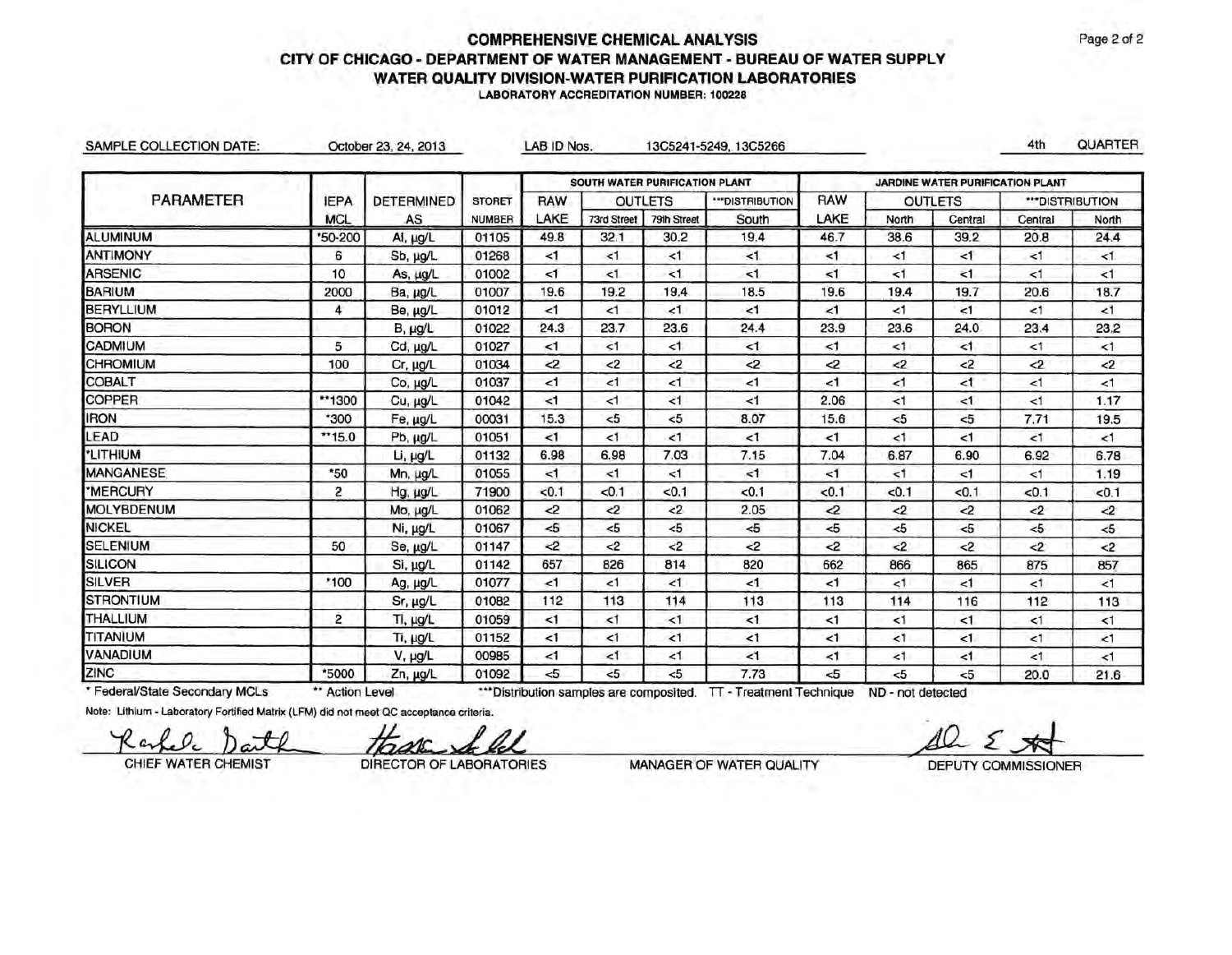**COMPREHENSIVE CHEMICAL ANALYSIS**
**CITY OF CHICAGO - DEPARTMENT OF WATER MANAGEMENT - BUREAU OF WATER SUPPLY**
**WATER QUALITY DIVISION-WATER PURIFICATION LABORATORIES**
**LABORATORY ACCREDITATION NUMBER: 100228**

SAMPLE COLLECTION DATE: October 23, 24, 2013 LAB ID Nos. 13C5241-5249, 13C5266 4th QUARTER

| PARAMETER | IEPA | DETERMINED | STORET | SOUTH WATER PURIFICATION PLANT | | | | JARDINE WATER PURIFICATION PLANT | | | | |
|---|---|---|---|---|---|---|---|---|---|---|---|---|
| | MCL | AS | NUMBER | RAW LAKE | OUTLETS 73rd Street | OUTLETS 79th Street | ***DISTRIBUTION South | RAW LAKE | OUTLETS North | OUTLETS Central | ***DISTRIBUTION Central | ***DISTRIBUTION North |
| ALUMINUM | *50-200 | Al, µg/L | 01105 | 49.8 | 32.1 | 30.2 | 19.4 | 46.7 | 38.6 | 39.2 | 20.8 | 24.4 |
| ANTIMONY | 6 | Sb, µg/L | 01268 | <1 | <1 | <1 | <1 | <1 | <1 | <1 | <1 | <1 |
| ARSENIC | 10 | As, µg/L | 01002 | <1 | <1 | <1 | <1 | <1 | <1 | <1 | <1 | <1 |
| BARIUM | 2000 | Ba, µg/L | 01007 | 19.6 | 19.2 | 19.4 | 18.5 | 19.6 | 19.4 | 19.7 | 20.6 | 18.7 |
| BERYLLIUM | 4 | Be, µg/L | 01012 | <1 | <1 | <1 | <1 | <1 | <1 | <1 | <1 | <1 |
| BORON | | B, µg/L | 01022 | 24.3 | 23.7 | 23.6 | 24.4 | 23.9 | 23.6 | 24.0 | 23.4 | 23.2 |
| CADMIUM | 5 | Cd, µg/L | 01027 | <1 | <1 | <1 | <1 | <1 | <1 | <1 | <1 | <1 |
| CHROMIUM | 100 | Cr, µg/L | 01034 | <2 | <2 | <2 | <2 | <2 | <2 | <2 | <2 | <2 |
| COBALT | | Co, µg/L | 01037 | <1 | <1 | <1 | <1 | <1 | <1 | <1 | <1 | <1 |
| COPPER | **1300 | Cu, µg/L | 01042 | <1 | <1 | <1 | <1 | 2.06 | <1 | <1 | <1 | 1.17 |
| IRON | *300 | Fe, µg/L | 00031 | 15.3 | <5 | <5 | 8.07 | 15.6 | <5 | <5 | 7.71 | 19.5 |
| LEAD | **15.0 | Pb, µg/L | 01051 | <1 | <1 | <1 | <1 | <1 | <1 | <1 | <1 | <1 |
| *LITHIUM | | Li, µg/L | 01132 | 6.98 | 6.98 | 7.03 | 7.15 | 7.04 | 6.87 | 6.90 | 6.92 | 6.78 |
| MANGANESE | *50 | Mn, µg/L | 01055 | <1 | <1 | <1 | <1 | <1 | <1 | <1 | <1 | 1.19 |
| *MERCURY | 2 | Hg, µg/L | 71900 | <0.1 | <0.1 | <0.1 | <0.1 | <0.1 | <0.1 | <0.1 | <0.1 | <0.1 |
| MOLYBDENUM | | Mo, µg/L | 01062 | <2 | <2 | <2 | 2.05 | <2 | <2 | <2 | <2 | <2 |
| NICKEL | | Ni, µg/L | 01067 | <5 | <5 | <5 | <5 | <5 | <5 | <5 | <5 | <5 |
| SELENIUM | 50 | Se, µg/L | 01147 | <2 | <2 | <2 | <2 | <2 | <2 | <2 | <2 | <2 |
| SILICON | | Si, µg/L | 01142 | 657 | 826 | 814 | 820 | 662 | 866 | 865 | 875 | 857 |
| SILVER | *100 | Ag, µg/L | 01077 | <1 | <1 | <1 | <1 | <1 | <1 | <1 | <1 | <1 |
| STRONTIUM | | Sr, µg/L | 01082 | 112 | 113 | 114 | 113 | 113 | 114 | 116 | 112 | 113 |
| THALLIUM | 2 | Tl, µg/L | 01059 | <1 | <1 | <1 | <1 | <1 | <1 | <1 | <1 | <1 |
| TITANIUM | | Ti, µg/L | 01152 | <1 | <1 | <1 | <1 | <1 | <1 | <1 | <1 | <1 |
| VANADIUM | | V, µg/L | 00985 | <1 | <1 | <1 | <1 | <1 | <1 | <1 | <1 | <1 |
| ZINC | *5000 | Zn, µg/L | 01092 | <5 | <5 | <5 | 7.73 | <5 | <5 | <5 | 20.0 | 21.6 |

\* Federal/State Secondary MCLs ** Action Level ***Distribution samples are composited. TT - Treatment Technique ND - not detected

Note: Lithium - Laboratory Fortified Matrix (LFM) did not meet QC acceptance criteria.

CHIEF WATER CHEMIST DIRECTOR OF LABORATORIES MANAGER OF WATER QUALITY DEPUTY COMMISSIONER